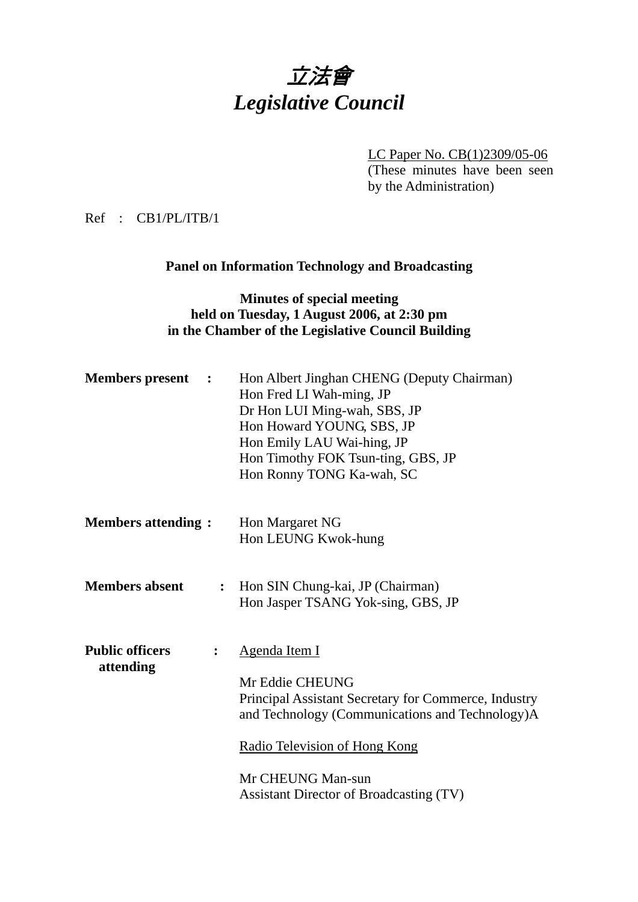# 立法會
# *Legislative Council*

LC Paper No. CB(1)2309/05-06
(These minutes have been seen by the Administration)

Ref : CB1/PL/ITB/1

**Panel on Information Technology and Broadcasting**

**Minutes of special meeting**
**held on Tuesday, 1 August 2006, at 2:30 pm**
**in the Chamber of the Legislative Council Building**

**Members present :**
Hon Albert Jinghan CHENG (Deputy Chairman)
Hon Fred LI Wah-ming, JP
Dr Hon LUI Ming-wah, SBS, JP
Hon Howard YOUNG, SBS, JP
Hon Emily LAU Wai-hing, JP
Hon Timothy FOK Tsun-ting, GBS, JP
Hon Ronny TONG Ka-wah, SC

**Members attending :**
Hon Margaret NG
Hon LEUNG Kwok-hung

**Members absent :**
Hon SIN Chung-kai, JP (Chairman)
Hon Jasper TSANG Yok-sing, GBS, JP

**Public officers attending :**

Agenda Item I

Mr Eddie CHEUNG
Principal Assistant Secretary for Commerce, Industry and Technology (Communications and Technology)A

Radio Television of Hong Kong

Mr CHEUNG Man-sun
Assistant Director of Broadcasting (TV)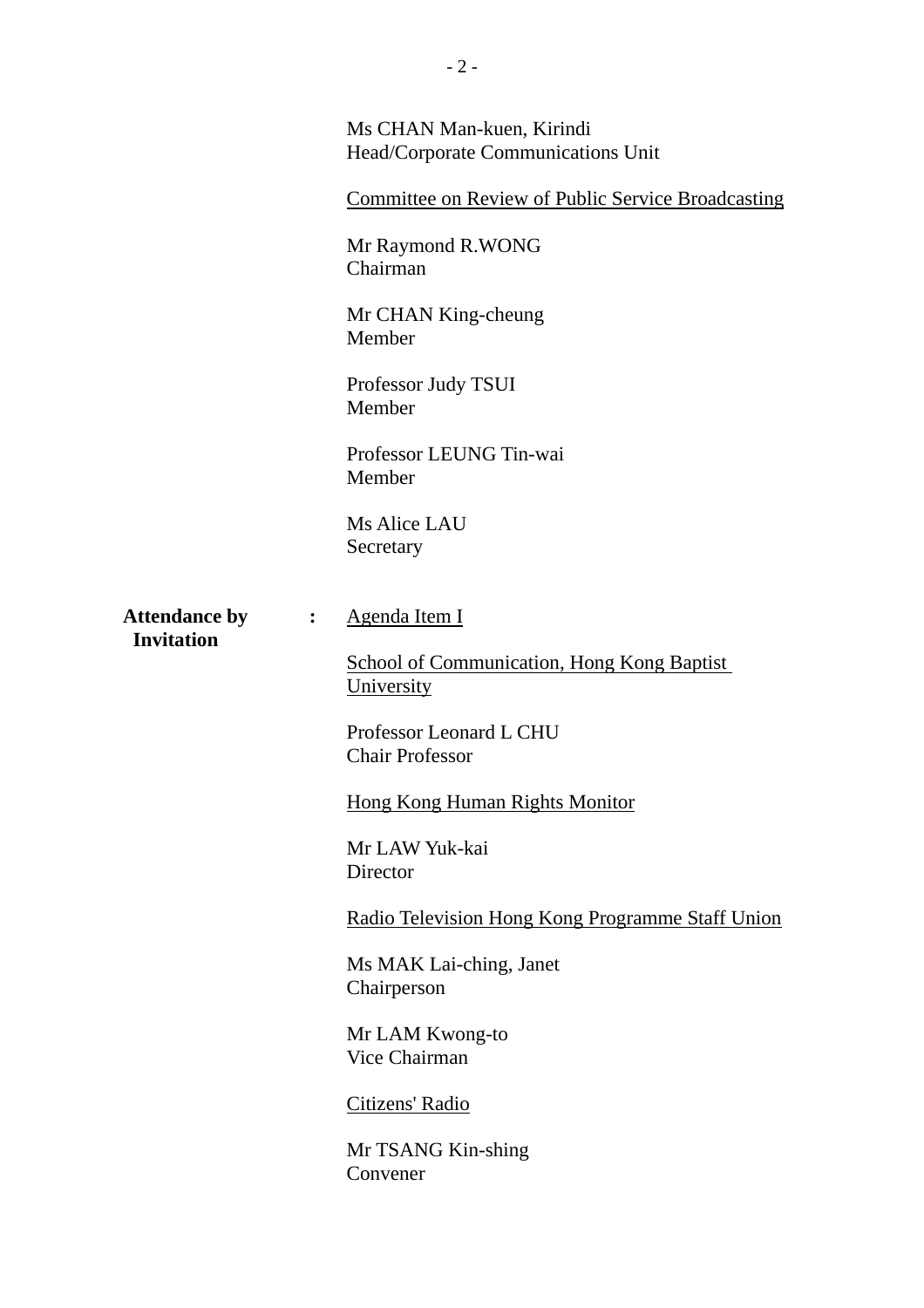Ms CHAN Man-kuen, Kirindi
Head/Corporate Communications Unit

Committee on Review of Public Service Broadcasting

Mr Raymond R.WONG
Chairman

Mr CHAN King-cheung
Member

Professor Judy TSUI
Member

Professor LEUNG Tin-wai
Member

Ms Alice LAU
Secretary

**Attendance by Invitation** : Agenda Item I

School of Communication, Hong Kong Baptist University

Professor Leonard L CHU
Chair Professor

Hong Kong Human Rights Monitor

Mr LAW Yuk-kai
Director

Radio Television Hong Kong Programme Staff Union

Ms MAK Lai-ching, Janet
Chairperson

Mr LAM Kwong-to
Vice Chairman

Citizens' Radio

Mr TSANG Kin-shing
Convener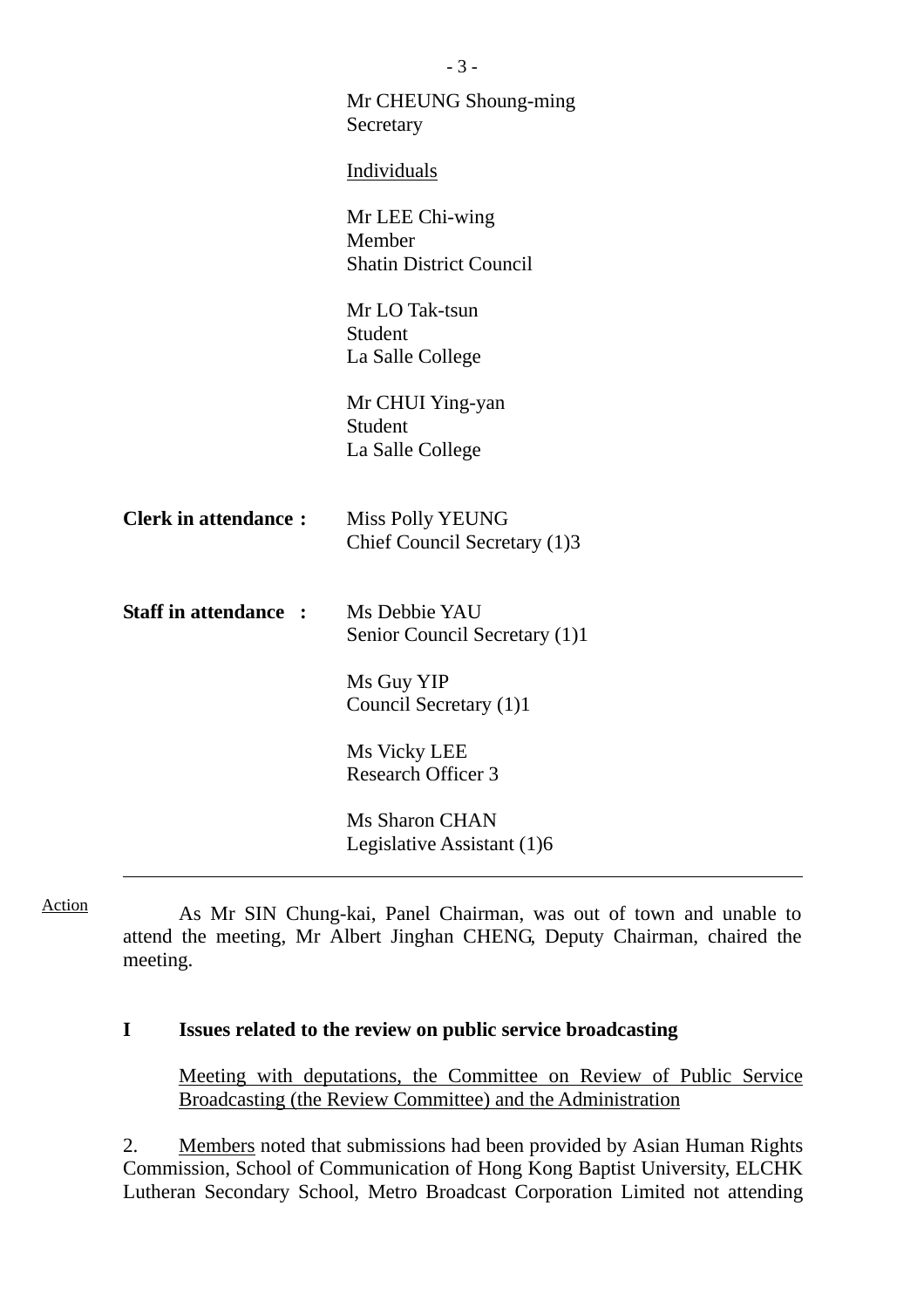Mr CHEUNG Shoung-ming
Secretary

Individuals

Mr LEE Chi-wing
Member
Shatin District Council

Mr LO Tak-tsun
Student
La Salle College

Mr CHUI Ying-yan
Student
La Salle College

**Clerk in attendance :** Miss Polly YEUNG
Chief Council Secretary (1)3

**Staff in attendance :** Ms Debbie YAU
Senior Council Secretary (1)1

Ms Guy YIP
Council Secretary (1)1

Ms Vicky LEE
Research Officer 3

Ms Sharon CHAN
Legislative Assistant (1)6

---

Action

As Mr SIN Chung-kai, Panel Chairman, was out of town and unable to attend the meeting, Mr Albert Jinghan CHENG, Deputy Chairman, chaired the meeting.

**I Issues related to the review on public service broadcasting**

Meeting with deputations, the Committee on Review of Public Service Broadcasting (the Review Committee) and the Administration

2. Members noted that submissions had been provided by Asian Human Rights Commission, School of Communication of Hong Kong Baptist University, ELCHK Lutheran Secondary School, Metro Broadcast Corporation Limited not attending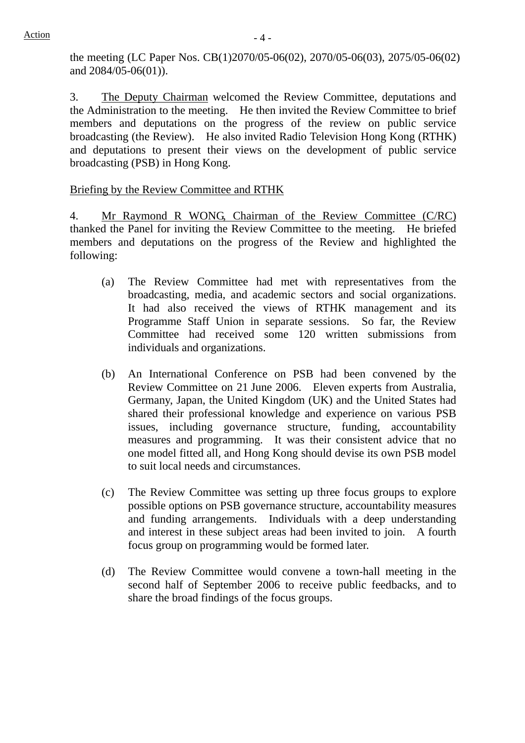the meeting (LC Paper Nos. CB(1)2070/05-06(02), 2070/05-06(03), 2075/05-06(02) and 2084/05-06(01)).

3. The Deputy Chairman welcomed the Review Committee, deputations and the Administration to the meeting. He then invited the Review Committee to brief members and deputations on the progress of the review on public service broadcasting (the Review). He also invited Radio Television Hong Kong (RTHK) and deputations to present their views on the development of public service broadcasting (PSB) in Hong Kong.

Briefing by the Review Committee and RTHK

4. Mr Raymond R WONG, Chairman of the Review Committee (C/RC) thanked the Panel for inviting the Review Committee to the meeting. He briefed members and deputations on the progress of the Review and highlighted the following:

(a) The Review Committee had met with representatives from the broadcasting, media, and academic sectors and social organizations. It had also received the views of RTHK management and its Programme Staff Union in separate sessions. So far, the Review Committee had received some 120 written submissions from individuals and organizations.

(b) An International Conference on PSB had been convened by the Review Committee on 21 June 2006. Eleven experts from Australia, Germany, Japan, the United Kingdom (UK) and the United States had shared their professional knowledge and experience on various PSB issues, including governance structure, funding, accountability measures and programming. It was their consistent advice that no one model fitted all, and Hong Kong should devise its own PSB model to suit local needs and circumstances.

(c) The Review Committee was setting up three focus groups to explore possible options on PSB governance structure, accountability measures and funding arrangements. Individuals with a deep understanding and interest in these subject areas had been invited to join. A fourth focus group on programming would be formed later.

(d) The Review Committee would convene a town-hall meeting in the second half of September 2006 to receive public feedbacks, and to share the broad findings of the focus groups.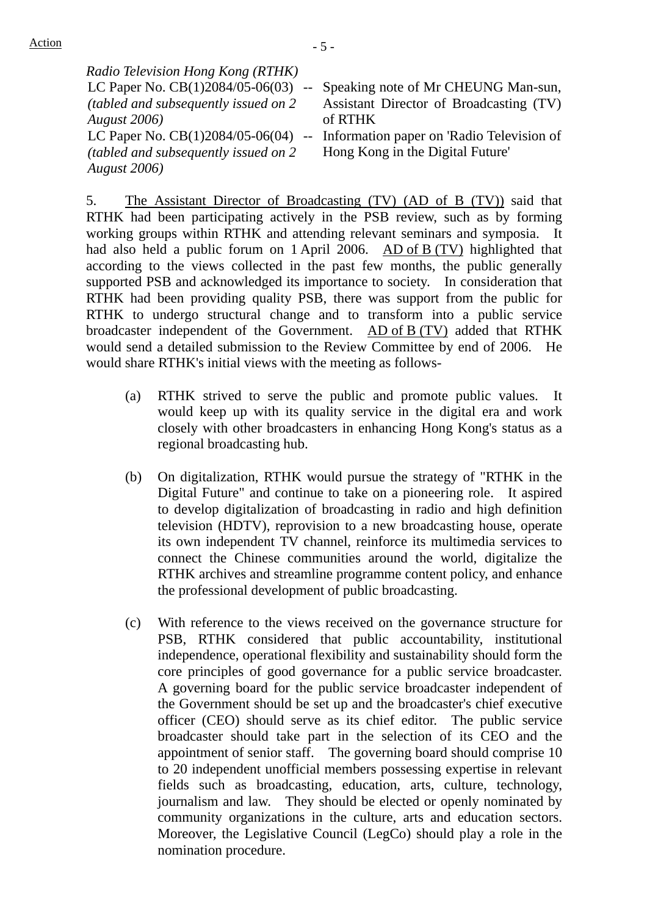*Radio Television Hong Kong (RTHK)*

| | | |
|---|---|---|
| LC Paper No. CB(1)2084/05-06(03) *(tabled and subsequently issued on 2 August 2006)* | -- | Speaking note of Mr CHEUNG Man-sun, Assistant Director of Broadcasting (TV) of RTHK |
| LC Paper No. CB(1)2084/05-06(04) *(tabled and subsequently issued on 2 August 2006)* | -- | Information paper on 'Radio Television of Hong Kong in the Digital Future' |

5. The Assistant Director of Broadcasting (TV) (AD of B (TV)) said that RTHK had been participating actively in the PSB review, such as by forming working groups within RTHK and attending relevant seminars and symposia. It had also held a public forum on 1 April 2006. AD of B (TV) highlighted that according to the views collected in the past few months, the public generally supported PSB and acknowledged its importance to society. In consideration that RTHK had been providing quality PSB, there was support from the public for RTHK to undergo structural change and to transform into a public service broadcaster independent of the Government. AD of B (TV) added that RTHK would send a detailed submission to the Review Committee by end of 2006. He would share RTHK's initial views with the meeting as follows-

(a) RTHK strived to serve the public and promote public values. It would keep up with its quality service in the digital era and work closely with other broadcasters in enhancing Hong Kong's status as a regional broadcasting hub.

(b) On digitalization, RTHK would pursue the strategy of "RTHK in the Digital Future" and continue to take on a pioneering role. It aspired to develop digitalization of broadcasting in radio and high definition television (HDTV), reprovision to a new broadcasting house, operate its own independent TV channel, reinforce its multimedia services to connect the Chinese communities around the world, digitalize the RTHK archives and streamline programme content policy, and enhance the professional development of public broadcasting.

(c) With reference to the views received on the governance structure for PSB, RTHK considered that public accountability, institutional independence, operational flexibility and sustainability should form the core principles of good governance for a public service broadcaster. A governing board for the public service broadcaster independent of the Government should be set up and the broadcaster's chief executive officer (CEO) should serve as its chief editor. The public service broadcaster should take part in the selection of its CEO and the appointment of senior staff. The governing board should comprise 10 to 20 independent unofficial members possessing expertise in relevant fields such as broadcasting, education, arts, culture, technology, journalism and law. They should be elected or openly nominated by community organizations in the culture, arts and education sectors. Moreover, the Legislative Council (LegCo) should play a role in the nomination procedure.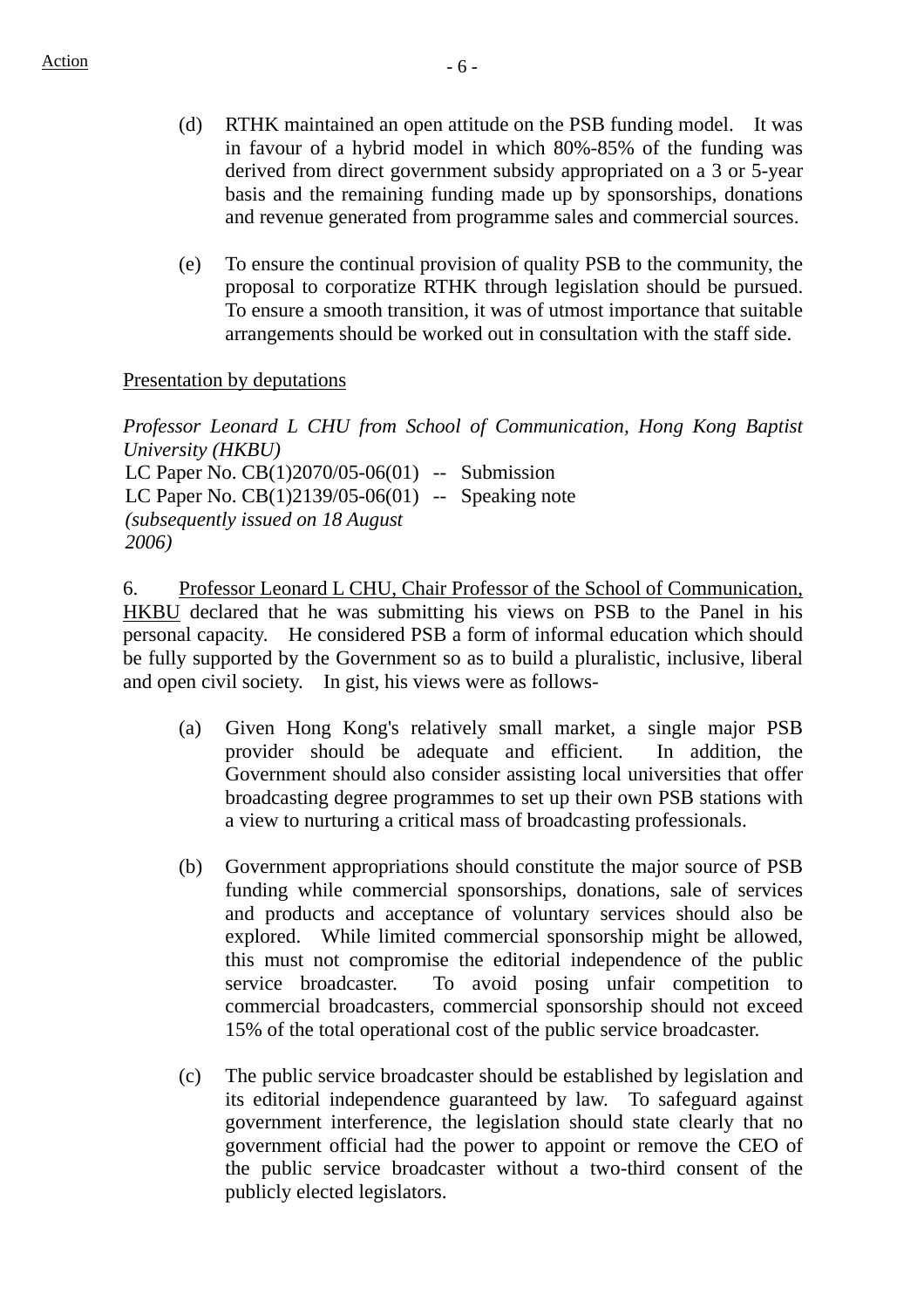(d) RTHK maintained an open attitude on the PSB funding model. It was in favour of a hybrid model in which 80%-85% of the funding was derived from direct government subsidy appropriated on a 3 or 5-year basis and the remaining funding made up by sponsorships, donations and revenue generated from programme sales and commercial sources.

(e) To ensure the continual provision of quality PSB to the community, the proposal to corporatize RTHK through legislation should be pursued. To ensure a smooth transition, it was of utmost importance that suitable arrangements should be worked out in consultation with the staff side.

<u>Presentation by deputations</u>

*Professor Leonard L CHU from School of Communication, Hong Kong Baptist University (HKBU)*

LC Paper No. CB(1)2070/05-06(01) -- Submission
LC Paper No. CB(1)2139/05-06(01) -- Speaking note
*(subsequently issued on 18 August 2006)*

6. <u>Professor Leonard L CHU, Chair Professor of the School of Communication, HKBU</u> declared that he was submitting his views on PSB to the Panel in his personal capacity. He considered PSB a form of informal education which should be fully supported by the Government so as to build a pluralistic, inclusive, liberal and open civil society. In gist, his views were as follows-

(a) Given Hong Kong's relatively small market, a single major PSB provider should be adequate and efficient. In addition, the Government should also consider assisting local universities that offer broadcasting degree programmes to set up their own PSB stations with a view to nurturing a critical mass of broadcasting professionals.

(b) Government appropriations should constitute the major source of PSB funding while commercial sponsorships, donations, sale of services and products and acceptance of voluntary services should also be explored. While limited commercial sponsorship might be allowed, this must not compromise the editorial independence of the public service broadcaster. To avoid posing unfair competition to commercial broadcasters, commercial sponsorship should not exceed 15% of the total operational cost of the public service broadcaster.

(c) The public service broadcaster should be established by legislation and its editorial independence guaranteed by law. To safeguard against government interference, the legislation should state clearly that no government official had the power to appoint or remove the CEO of the public service broadcaster without a two-third consent of the publicly elected legislators.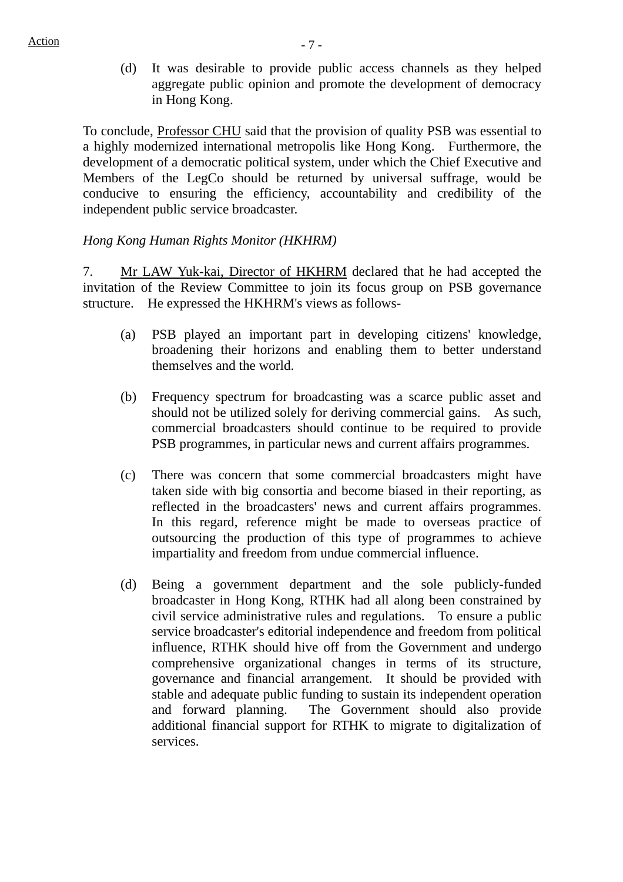(d) It was desirable to provide public access channels as they helped aggregate public opinion and promote the development of democracy in Hong Kong.

To conclude, Professor CHU said that the provision of quality PSB was essential to a highly modernized international metropolis like Hong Kong. Furthermore, the development of a democratic political system, under which the Chief Executive and Members of the LegCo should be returned by universal suffrage, would be conducive to ensuring the efficiency, accountability and credibility of the independent public service broadcaster.

*Hong Kong Human Rights Monitor (HKHRM)*

7. Mr LAW Yuk-kai, Director of HKHRM declared that he had accepted the invitation of the Review Committee to join its focus group on PSB governance structure. He expressed the HKHRM's views as follows-

(a) PSB played an important part in developing citizens' knowledge, broadening their horizons and enabling them to better understand themselves and the world.

(b) Frequency spectrum for broadcasting was a scarce public asset and should not be utilized solely for deriving commercial gains. As such, commercial broadcasters should continue to be required to provide PSB programmes, in particular news and current affairs programmes.

(c) There was concern that some commercial broadcasters might have taken side with big consortia and become biased in their reporting, as reflected in the broadcasters' news and current affairs programmes. In this regard, reference might be made to overseas practice of outsourcing the production of this type of programmes to achieve impartiality and freedom from undue commercial influence.

(d) Being a government department and the sole publicly-funded broadcaster in Hong Kong, RTHK had all along been constrained by civil service administrative rules and regulations. To ensure a public service broadcaster's editorial independence and freedom from political influence, RTHK should hive off from the Government and undergo comprehensive organizational changes in terms of its structure, governance and financial arrangement. It should be provided with stable and adequate public funding to sustain its independent operation and forward planning. The Government should also provide additional financial support for RTHK to migrate to digitalization of services.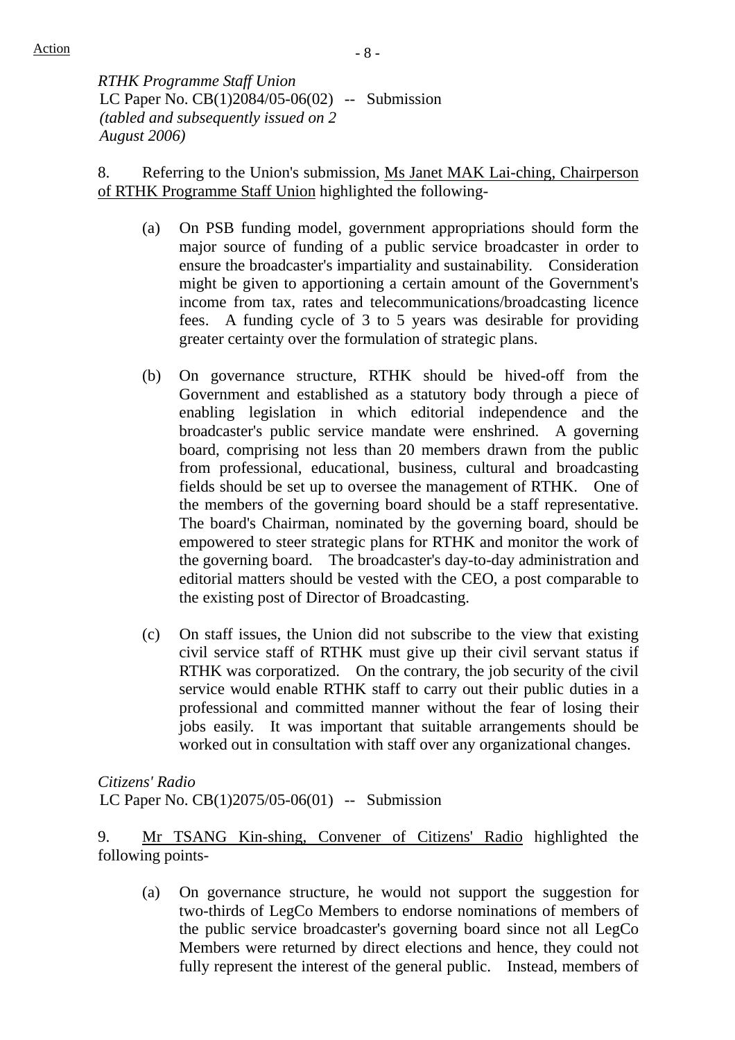*RTHK Programme Staff Union*
LC Paper No. CB(1)2084/05-06(02) -- Submission
*(tabled and subsequently issued on 2 August 2006)*

8. Referring to the Union's submission, Ms Janet MAK Lai-ching, Chairperson of RTHK Programme Staff Union highlighted the following-

(a) On PSB funding model, government appropriations should form the major source of funding of a public service broadcaster in order to ensure the broadcaster's impartiality and sustainability. Consideration might be given to apportioning a certain amount of the Government's income from tax, rates and telecommunications/broadcasting licence fees. A funding cycle of 3 to 5 years was desirable for providing greater certainty over the formulation of strategic plans.

(b) On governance structure, RTHK should be hived-off from the Government and established as a statutory body through a piece of enabling legislation in which editorial independence and the broadcaster's public service mandate were enshrined. A governing board, comprising not less than 20 members drawn from the public from professional, educational, business, cultural and broadcasting fields should be set up to oversee the management of RTHK. One of the members of the governing board should be a staff representative. The board's Chairman, nominated by the governing board, should be empowered to steer strategic plans for RTHK and monitor the work of the governing board. The broadcaster's day-to-day administration and editorial matters should be vested with the CEO, a post comparable to the existing post of Director of Broadcasting.

(c) On staff issues, the Union did not subscribe to the view that existing civil service staff of RTHK must give up their civil servant status if RTHK was corporatized. On the contrary, the job security of the civil service would enable RTHK staff to carry out their public duties in a professional and committed manner without the fear of losing their jobs easily. It was important that suitable arrangements should be worked out in consultation with staff over any organizational changes.

*Citizens' Radio*
LC Paper No. CB(1)2075/05-06(01) -- Submission

9. Mr TSANG Kin-shing, Convener of Citizens' Radio highlighted the following points-

(a) On governance structure, he would not support the suggestion for two-thirds of LegCo Members to endorse nominations of members of the public service broadcaster's governing board since not all LegCo Members were returned by direct elections and hence, they could not fully represent the interest of the general public. Instead, members of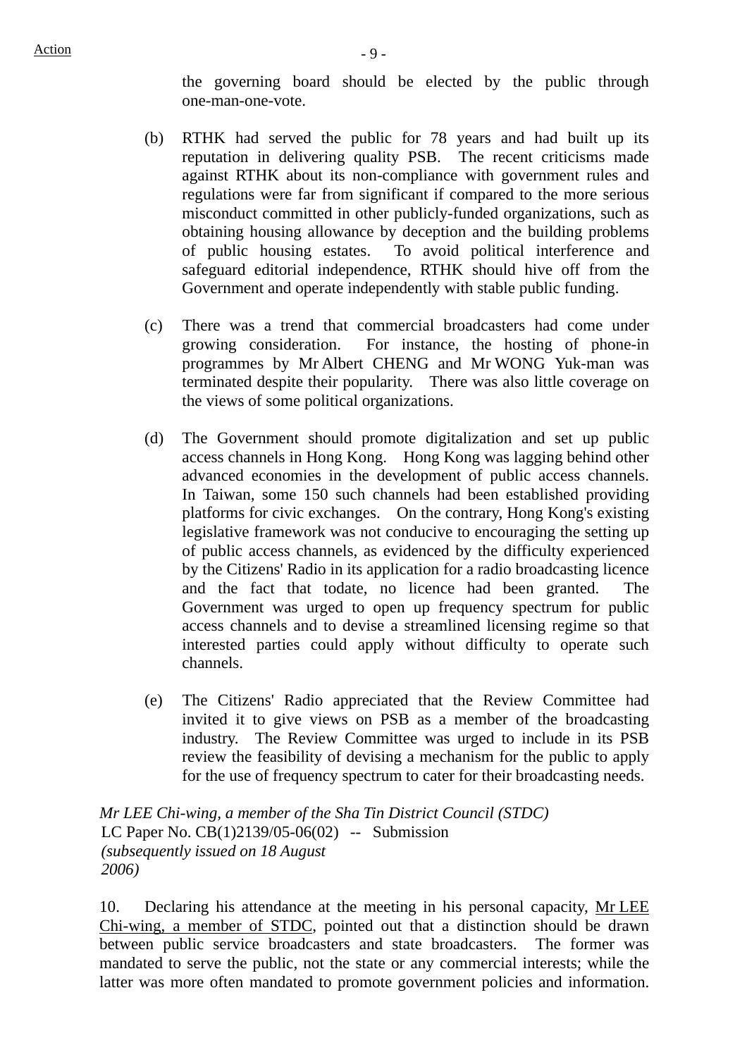the governing board should be elected by the public through one-man-one-vote.

(b) RTHK had served the public for 78 years and had built up its reputation in delivering quality PSB. The recent criticisms made against RTHK about its non-compliance with government rules and regulations were far from significant if compared to the more serious misconduct committed in other publicly-funded organizations, such as obtaining housing allowance by deception and the building problems of public housing estates. To avoid political interference and safeguard editorial independence, RTHK should hive off from the Government and operate independently with stable public funding.

(c) There was a trend that commercial broadcasters had come under growing consideration. For instance, the hosting of phone-in programmes by Mr Albert CHENG and Mr WONG Yuk-man was terminated despite their popularity. There was also little coverage on the views of some political organizations.

(d) The Government should promote digitalization and set up public access channels in Hong Kong. Hong Kong was lagging behind other advanced economies in the development of public access channels. In Taiwan, some 150 such channels had been established providing platforms for civic exchanges. On the contrary, Hong Kong's existing legislative framework was not conducive to encouraging the setting up of public access channels, as evidenced by the difficulty experienced by the Citizens' Radio in its application for a radio broadcasting licence and the fact that todate, no licence had been granted. The Government was urged to open up frequency spectrum for public access channels and to devise a streamlined licensing regime so that interested parties could apply without difficulty to operate such channels.

(e) The Citizens' Radio appreciated that the Review Committee had invited it to give views on PSB as a member of the broadcasting industry. The Review Committee was urged to include in its PSB review the feasibility of devising a mechanism for the public to apply for the use of frequency spectrum to cater for their broadcasting needs.

*Mr LEE Chi-wing, a member of the Sha Tin District Council (STDC)*
LC Paper No. CB(1)2139/05-06(02) -- Submission
*(subsequently issued on 18 August 2006)*

10. Declaring his attendance at the meeting in his personal capacity, Mr LEE Chi-wing, a member of STDC, pointed out that a distinction should be drawn between public service broadcasters and state broadcasters. The former was mandated to serve the public, not the state or any commercial interests; while the latter was more often mandated to promote government policies and information.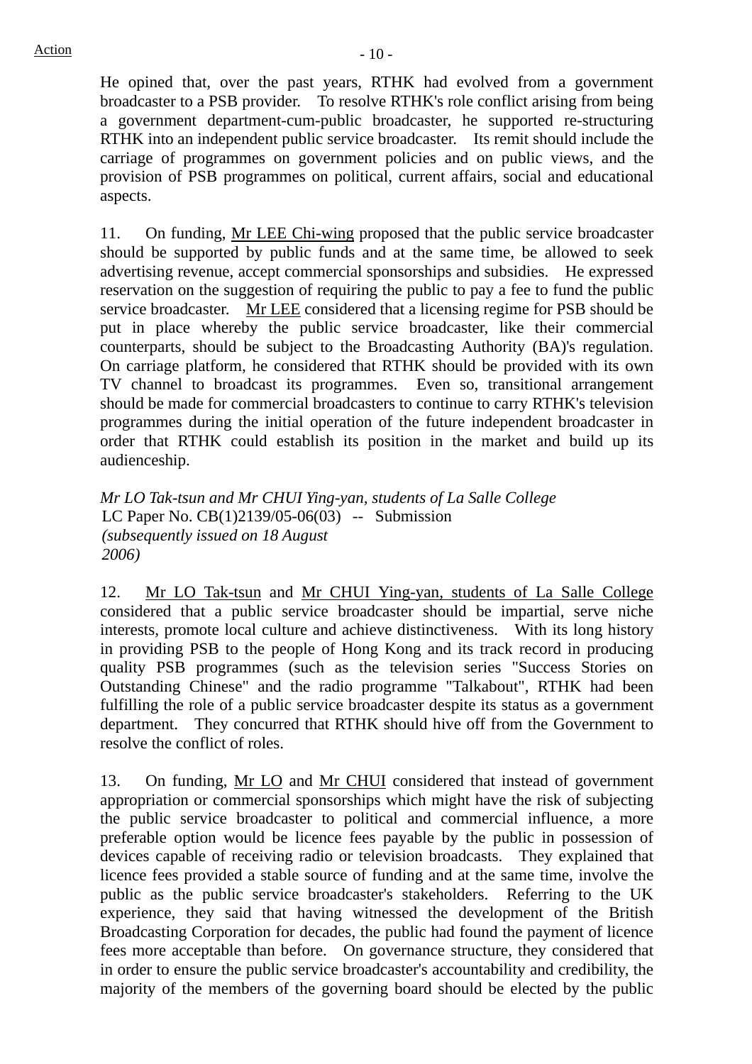He opined that, over the past years, RTHK had evolved from a government broadcaster to a PSB provider. To resolve RTHK's role conflict arising from being a government department-cum-public broadcaster, he supported re-structuring RTHK into an independent public service broadcaster. Its remit should include the carriage of programmes on government policies and on public views, and the provision of PSB programmes on political, current affairs, social and educational aspects.

11. On funding, Mr LEE Chi-wing proposed that the public service broadcaster should be supported by public funds and at the same time, be allowed to seek advertising revenue, accept commercial sponsorships and subsidies. He expressed reservation on the suggestion of requiring the public to pay a fee to fund the public service broadcaster. Mr LEE considered that a licensing regime for PSB should be put in place whereby the public service broadcaster, like their commercial counterparts, should be subject to the Broadcasting Authority (BA)'s regulation. On carriage platform, he considered that RTHK should be provided with its own TV channel to broadcast its programmes. Even so, transitional arrangement should be made for commercial broadcasters to continue to carry RTHK's television programmes during the initial operation of the future independent broadcaster in order that RTHK could establish its position in the market and build up its audienceship.

*Mr LO Tak-tsun and Mr CHUI Ying-yan, students of La Salle College*
LC Paper No. CB(1)2139/05-06(03) -- Submission
*(subsequently issued on 18 August 2006)*

12. Mr LO Tak-tsun and Mr CHUI Ying-yan, students of La Salle College considered that a public service broadcaster should be impartial, serve niche interests, promote local culture and achieve distinctiveness. With its long history in providing PSB to the people of Hong Kong and its track record in producing quality PSB programmes (such as the television series "Success Stories on Outstanding Chinese" and the radio programme "Talkabout", RTHK had been fulfilling the role of a public service broadcaster despite its status as a government department. They concurred that RTHK should hive off from the Government to resolve the conflict of roles.

13. On funding, Mr LO and Mr CHUI considered that instead of government appropriation or commercial sponsorships which might have the risk of subjecting the public service broadcaster to political and commercial influence, a more preferable option would be licence fees payable by the public in possession of devices capable of receiving radio or television broadcasts. They explained that licence fees provided a stable source of funding and at the same time, involve the public as the public service broadcaster's stakeholders. Referring to the UK experience, they said that having witnessed the development of the British Broadcasting Corporation for decades, the public had found the payment of licence fees more acceptable than before. On governance structure, they considered that in order to ensure the public service broadcaster's accountability and credibility, the majority of the members of the governing board should be elected by the public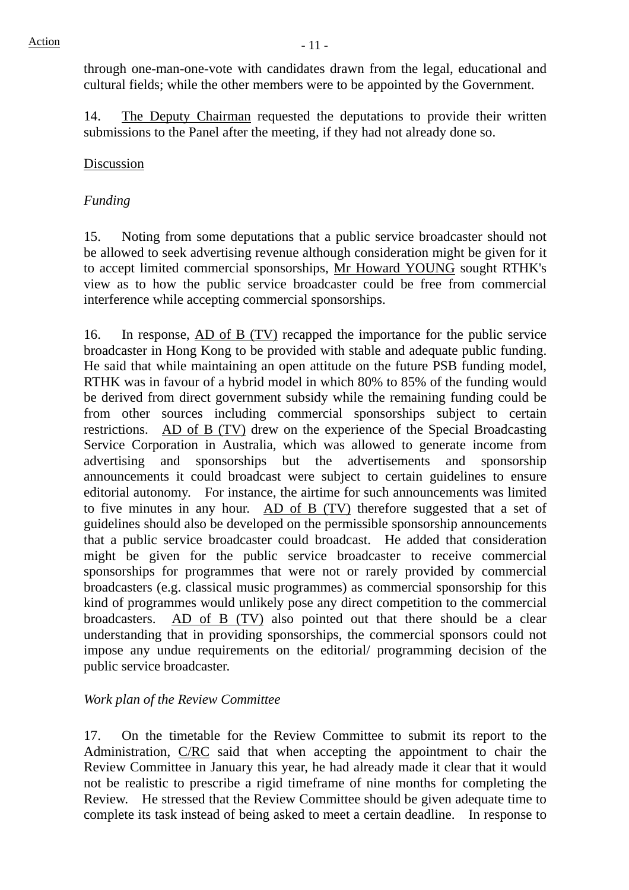through one-man-one-vote with candidates drawn from the legal, educational and cultural fields; while the other members were to be appointed by the Government.

14. The Deputy Chairman requested the deputations to provide their written submissions to the Panel after the meeting, if they had not already done so.

Discussion

*Funding*

15. Noting from some deputations that a public service broadcaster should not be allowed to seek advertising revenue although consideration might be given for it to accept limited commercial sponsorships, Mr Howard YOUNG sought RTHK's view as to how the public service broadcaster could be free from commercial interference while accepting commercial sponsorships.

16. In response, AD of B (TV) recapped the importance for the public service broadcaster in Hong Kong to be provided with stable and adequate public funding. He said that while maintaining an open attitude on the future PSB funding model, RTHK was in favour of a hybrid model in which 80% to 85% of the funding would be derived from direct government subsidy while the remaining funding could be from other sources including commercial sponsorships subject to certain restrictions. AD of B (TV) drew on the experience of the Special Broadcasting Service Corporation in Australia, which was allowed to generate income from advertising and sponsorships but the advertisements and sponsorship announcements it could broadcast were subject to certain guidelines to ensure editorial autonomy. For instance, the airtime for such announcements was limited to five minutes in any hour. AD of B (TV) therefore suggested that a set of guidelines should also be developed on the permissible sponsorship announcements that a public service broadcaster could broadcast. He added that consideration might be given for the public service broadcaster to receive commercial sponsorships for programmes that were not or rarely provided by commercial broadcasters (e.g. classical music programmes) as commercial sponsorship for this kind of programmes would unlikely pose any direct competition to the commercial broadcasters. AD of B (TV) also pointed out that there should be a clear understanding that in providing sponsorships, the commercial sponsors could not impose any undue requirements on the editorial/ programming decision of the public service broadcaster.

*Work plan of the Review Committee*

17. On the timetable for the Review Committee to submit its report to the Administration, C/RC said that when accepting the appointment to chair the Review Committee in January this year, he had already made it clear that it would not be realistic to prescribe a rigid timeframe of nine months for completing the Review. He stressed that the Review Committee should be given adequate time to complete its task instead of being asked to meet a certain deadline. In response to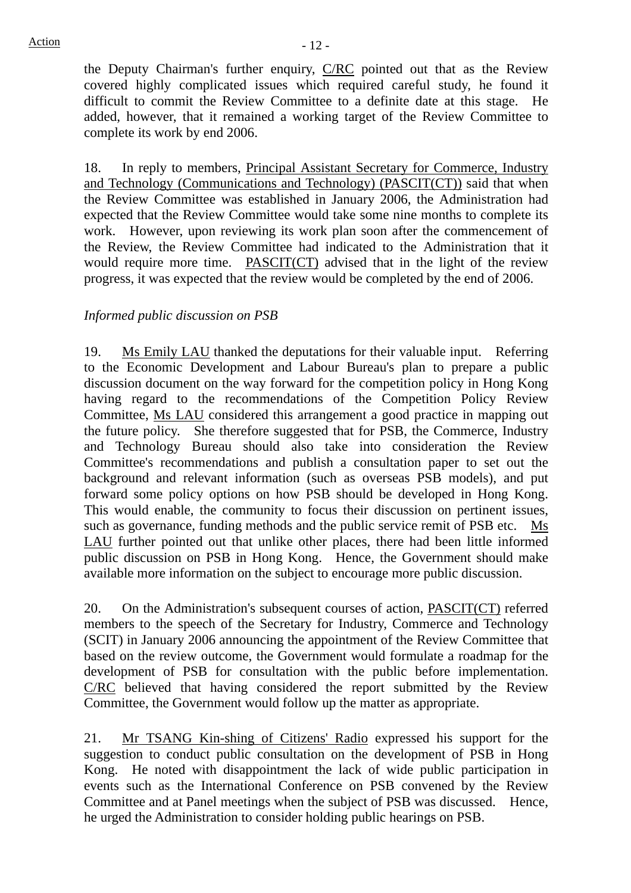the Deputy Chairman's further enquiry, C/RC pointed out that as the Review covered highly complicated issues which required careful study, he found it difficult to commit the Review Committee to a definite date at this stage. He added, however, that it remained a working target of the Review Committee to complete its work by end 2006.

18. In reply to members, Principal Assistant Secretary for Commerce, Industry and Technology (Communications and Technology) (PASCIT(CT)) said that when the Review Committee was established in January 2006, the Administration had expected that the Review Committee would take some nine months to complete its work. However, upon reviewing its work plan soon after the commencement of the Review, the Review Committee had indicated to the Administration that it would require more time. PASCIT(CT) advised that in the light of the review progress, it was expected that the review would be completed by the end of 2006.

*Informed public discussion on PSB*

19. Ms Emily LAU thanked the deputations for their valuable input. Referring to the Economic Development and Labour Bureau's plan to prepare a public discussion document on the way forward for the competition policy in Hong Kong having regard to the recommendations of the Competition Policy Review Committee, Ms LAU considered this arrangement a good practice in mapping out the future policy. She therefore suggested that for PSB, the Commerce, Industry and Technology Bureau should also take into consideration the Review Committee's recommendations and publish a consultation paper to set out the background and relevant information (such as overseas PSB models), and put forward some policy options on how PSB should be developed in Hong Kong. This would enable, the community to focus their discussion on pertinent issues, such as governance, funding methods and the public service remit of PSB etc. Ms LAU further pointed out that unlike other places, there had been little informed public discussion on PSB in Hong Kong. Hence, the Government should make available more information on the subject to encourage more public discussion.

20. On the Administration's subsequent courses of action, PASCIT(CT) referred members to the speech of the Secretary for Industry, Commerce and Technology (SCIT) in January 2006 announcing the appointment of the Review Committee that based on the review outcome, the Government would formulate a roadmap for the development of PSB for consultation with the public before implementation. C/RC believed that having considered the report submitted by the Review Committee, the Government would follow up the matter as appropriate.

21. Mr TSANG Kin-shing of Citizens' Radio expressed his support for the suggestion to conduct public consultation on the development of PSB in Hong Kong. He noted with disappointment the lack of wide public participation in events such as the International Conference on PSB convened by the Review Committee and at Panel meetings when the subject of PSB was discussed. Hence, he urged the Administration to consider holding public hearings on PSB.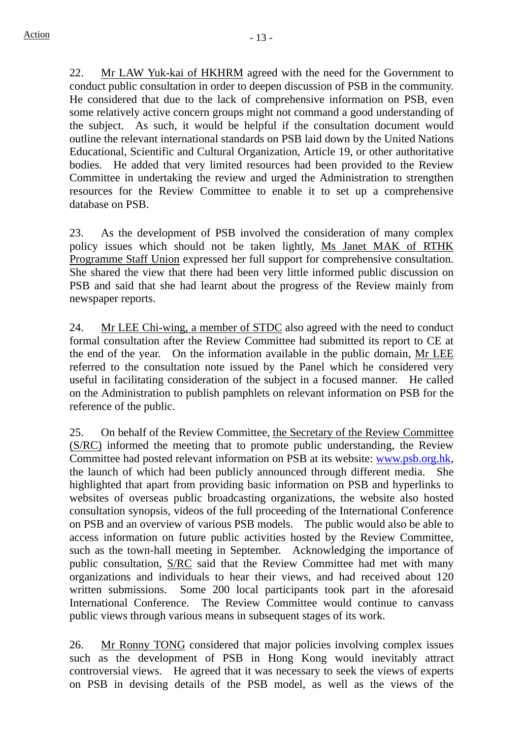22. Mr LAW Yuk-kai of HKHRM agreed with the need for the Government to conduct public consultation in order to deepen discussion of PSB in the community. He considered that due to the lack of comprehensive information on PSB, even some relatively active concern groups might not command a good understanding of the subject. As such, it would be helpful if the consultation document would outline the relevant international standards on PSB laid down by the United Nations Educational, Scientific and Cultural Organization, Article 19, or other authoritative bodies. He added that very limited resources had been provided to the Review Committee in undertaking the review and urged the Administration to strengthen resources for the Review Committee to enable it to set up a comprehensive database on PSB.

23. As the development of PSB involved the consideration of many complex policy issues which should not be taken lightly, Ms Janet MAK of RTHK Programme Staff Union expressed her full support for comprehensive consultation. She shared the view that there had been very little informed public discussion on PSB and said that she had learnt about the progress of the Review mainly from newspaper reports.

24. Mr LEE Chi-wing, a member of STDC also agreed with the need to conduct formal consultation after the Review Committee had submitted its report to CE at the end of the year. On the information available in the public domain, Mr LEE referred to the consultation note issued by the Panel which he considered very useful in facilitating consideration of the subject in a focused manner. He called on the Administration to publish pamphlets on relevant information on PSB for the reference of the public.

25. On behalf of the Review Committee, the Secretary of the Review Committee (S/RC) informed the meeting that to promote public understanding, the Review Committee had posted relevant information on PSB at its website: www.psb.org.hk, the launch of which had been publicly announced through different media. She highlighted that apart from providing basic information on PSB and hyperlinks to websites of overseas public broadcasting organizations, the website also hosted consultation synopsis, videos of the full proceeding of the International Conference on PSB and an overview of various PSB models. The public would also be able to access information on future public activities hosted by the Review Committee, such as the town-hall meeting in September. Acknowledging the importance of public consultation, S/RC said that the Review Committee had met with many organizations and individuals to hear their views, and had received about 120 written submissions. Some 200 local participants took part in the aforesaid International Conference. The Review Committee would continue to canvass public views through various means in subsequent stages of its work.

26. Mr Ronny TONG considered that major policies involving complex issues such as the development of PSB in Hong Kong would inevitably attract controversial views. He agreed that it was necessary to seek the views of experts on PSB in devising details of the PSB model, as well as the views of the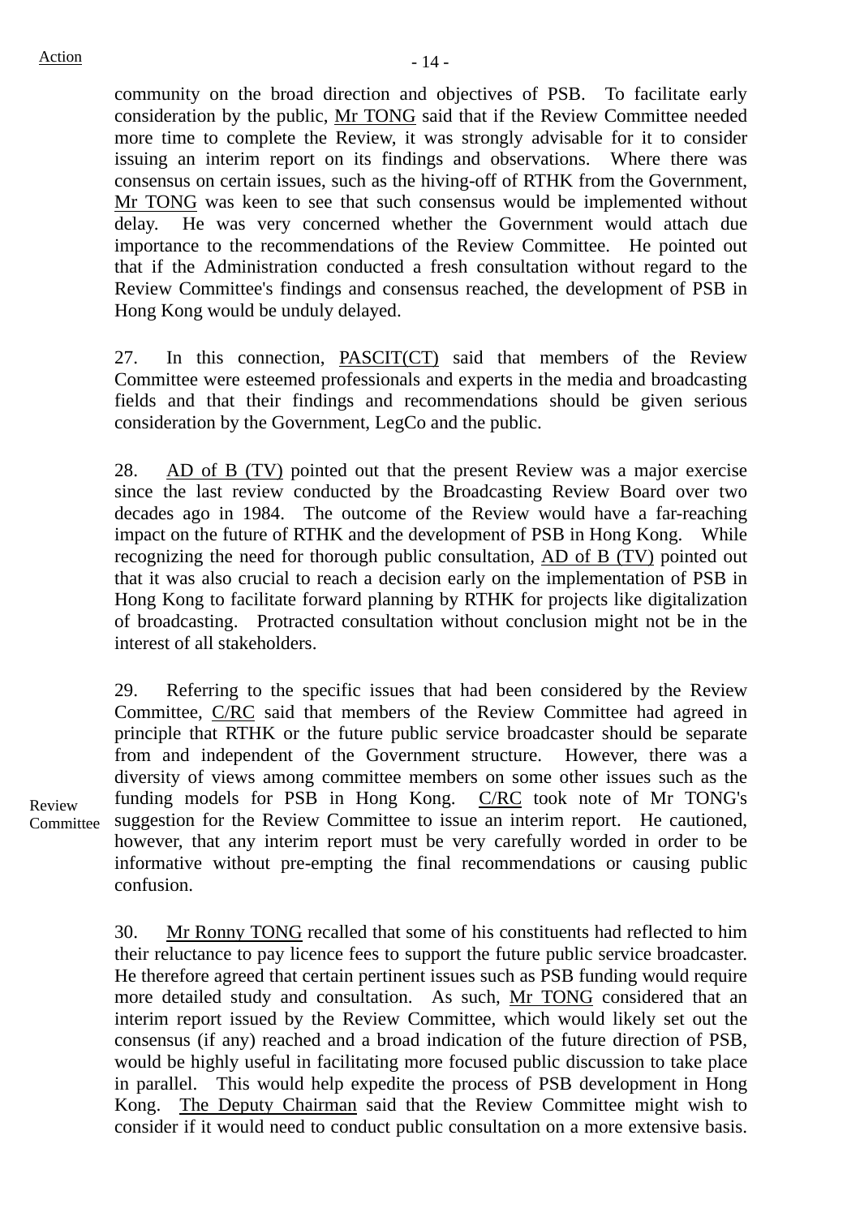community on the broad direction and objectives of PSB. To facilitate early consideration by the public, Mr TONG said that if the Review Committee needed more time to complete the Review, it was strongly advisable for it to consider issuing an interim report on its findings and observations. Where there was consensus on certain issues, such as the hiving-off of RTHK from the Government, Mr TONG was keen to see that such consensus would be implemented without delay. He was very concerned whether the Government would attach due importance to the recommendations of the Review Committee. He pointed out that if the Administration conducted a fresh consultation without regard to the Review Committee's findings and consensus reached, the development of PSB in Hong Kong would be unduly delayed.

27. In this connection, PASCIT(CT) said that members of the Review Committee were esteemed professionals and experts in the media and broadcasting fields and that their findings and recommendations should be given serious consideration by the Government, LegCo and the public.

28. AD of B (TV) pointed out that the present Review was a major exercise since the last review conducted by the Broadcasting Review Board over two decades ago in 1984. The outcome of the Review would have a far-reaching impact on the future of RTHK and the development of PSB in Hong Kong. While recognizing the need for thorough public consultation, AD of B (TV) pointed out that it was also crucial to reach a decision early on the implementation of PSB in Hong Kong to facilitate forward planning by RTHK for projects like digitalization of broadcasting. Protracted consultation without conclusion might not be in the interest of all stakeholders.

29. Referring to the specific issues that had been considered by the Review Committee, C/RC said that members of the Review Committee had agreed in principle that RTHK or the future public service broadcaster should be separate from and independent of the Government structure. However, there was a diversity of views among committee members on some other issues such as the funding models for PSB in Hong Kong. C/RC took note of Mr TONG's suggestion for the Review Committee to issue an interim report. He cautioned, however, that any interim report must be very carefully worded in order to be informative without pre-empting the final recommendations or causing public confusion.

Action: Review Committee

30. Mr Ronny TONG recalled that some of his constituents had reflected to him their reluctance to pay licence fees to support the future public service broadcaster. He therefore agreed that certain pertinent issues such as PSB funding would require more detailed study and consultation. As such, Mr TONG considered that an interim report issued by the Review Committee, which would likely set out the consensus (if any) reached and a broad indication of the future direction of PSB, would be highly useful in facilitating more focused public discussion to take place in parallel. This would help expedite the process of PSB development in Hong Kong. The Deputy Chairman said that the Review Committee might wish to consider if it would need to conduct public consultation on a more extensive basis.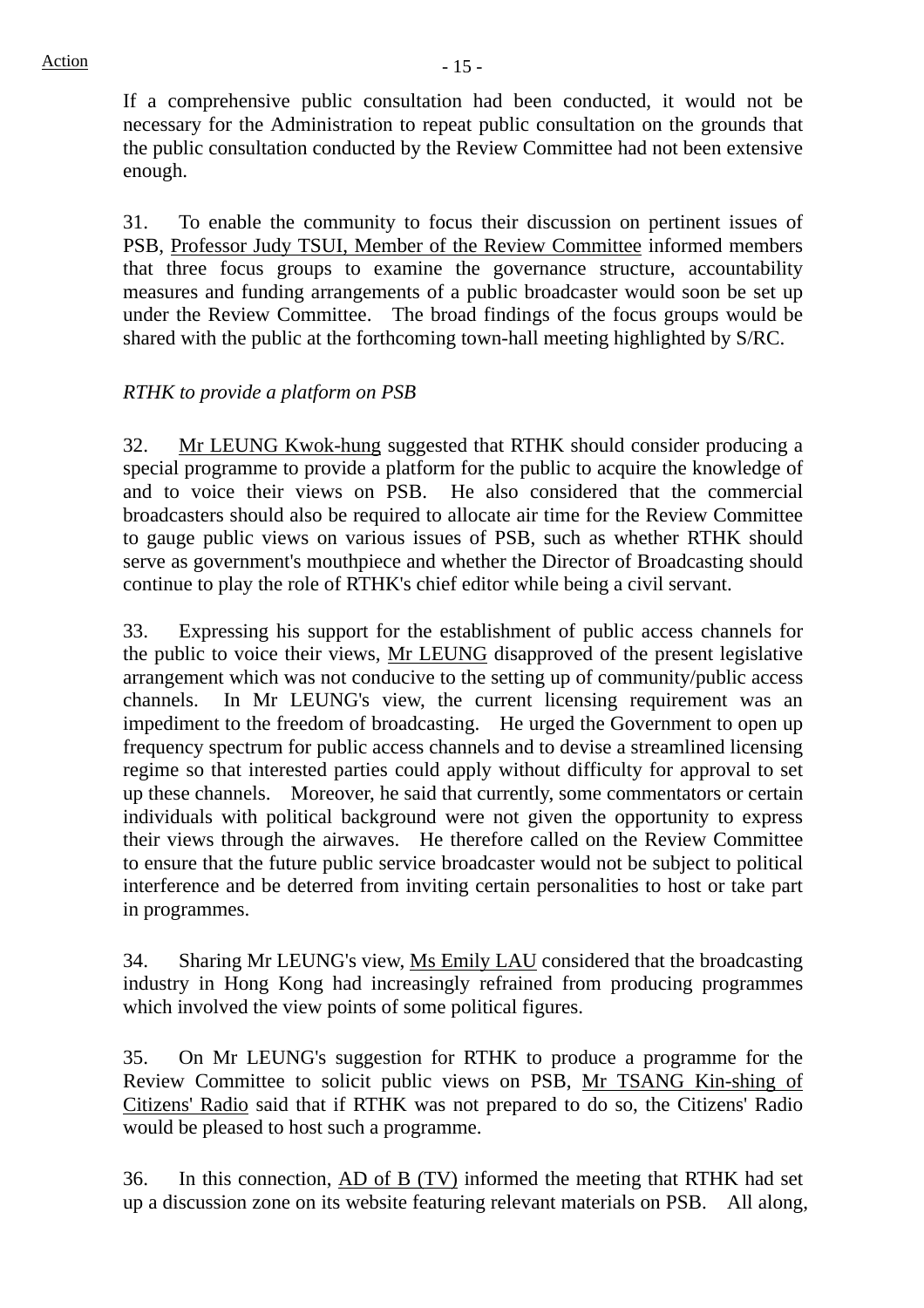If a comprehensive public consultation had been conducted, it would not be necessary for the Administration to repeat public consultation on the grounds that the public consultation conducted by the Review Committee had not been extensive enough.

31. To enable the community to focus their discussion on pertinent issues of PSB, Professor Judy TSUI, Member of the Review Committee informed members that three focus groups to examine the governance structure, accountability measures and funding arrangements of a public broadcaster would soon be set up under the Review Committee. The broad findings of the focus groups would be shared with the public at the forthcoming town-hall meeting highlighted by S/RC.

*RTHK to provide a platform on PSB*

32. Mr LEUNG Kwok-hung suggested that RTHK should consider producing a special programme to provide a platform for the public to acquire the knowledge of and to voice their views on PSB. He also considered that the commercial broadcasters should also be required to allocate air time for the Review Committee to gauge public views on various issues of PSB, such as whether RTHK should serve as government's mouthpiece and whether the Director of Broadcasting should continue to play the role of RTHK's chief editor while being a civil servant.

33. Expressing his support for the establishment of public access channels for the public to voice their views, Mr LEUNG disapproved of the present legislative arrangement which was not conducive to the setting up of community/public access channels. In Mr LEUNG's view, the current licensing requirement was an impediment to the freedom of broadcasting. He urged the Government to open up frequency spectrum for public access channels and to devise a streamlined licensing regime so that interested parties could apply without difficulty for approval to set up these channels. Moreover, he said that currently, some commentators or certain individuals with political background were not given the opportunity to express their views through the airwaves. He therefore called on the Review Committee to ensure that the future public service broadcaster would not be subject to political interference and be deterred from inviting certain personalities to host or take part in programmes.

34. Sharing Mr LEUNG's view, Ms Emily LAU considered that the broadcasting industry in Hong Kong had increasingly refrained from producing programmes which involved the view points of some political figures.

35. On Mr LEUNG's suggestion for RTHK to produce a programme for the Review Committee to solicit public views on PSB, Mr TSANG Kin-shing of Citizens' Radio said that if RTHK was not prepared to do so, the Citizens' Radio would be pleased to host such a programme.

36. In this connection, AD of B (TV) informed the meeting that RTHK had set up a discussion zone on its website featuring relevant materials on PSB. All along,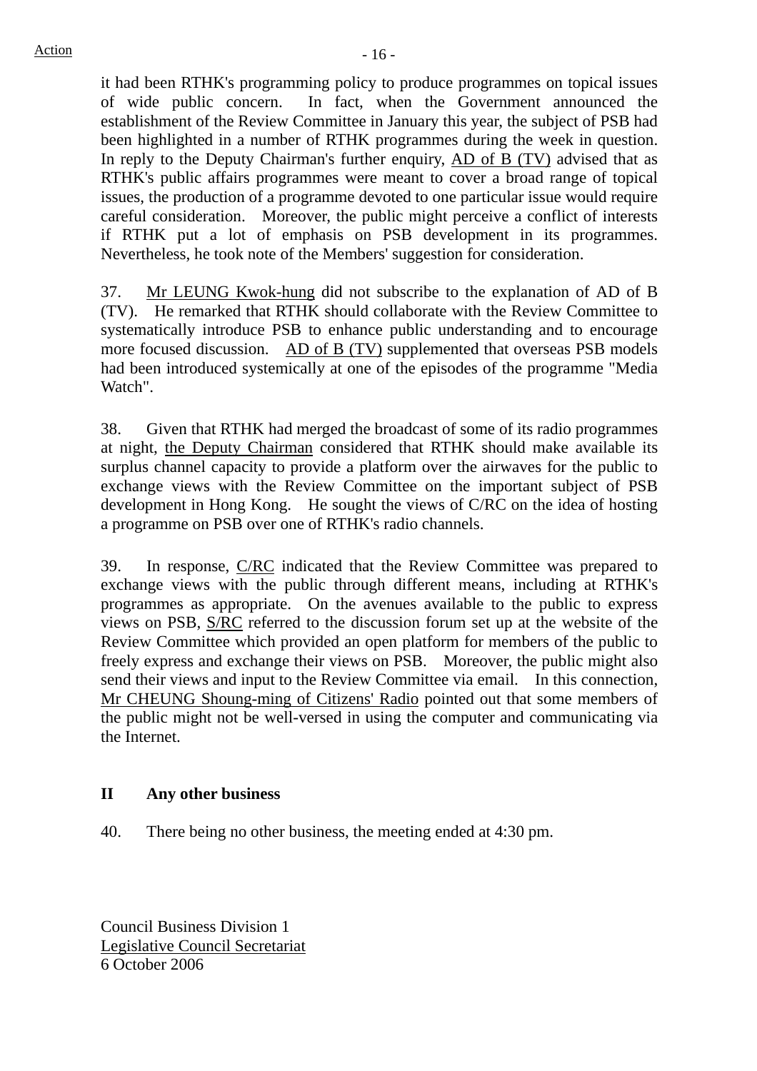Action

it had been RTHK's programming policy to produce programmes on topical issues of wide public concern. In fact, when the Government announced the establishment of the Review Committee in January this year, the subject of PSB had been highlighted in a number of RTHK programmes during the week in question. In reply to the Deputy Chairman's further enquiry, AD of B (TV) advised that as RTHK's public affairs programmes were meant to cover a broad range of topical issues, the production of a programme devoted to one particular issue would require careful consideration. Moreover, the public might perceive a conflict of interests if RTHK put a lot of emphasis on PSB development in its programmes. Nevertheless, he took note of the Members' suggestion for consideration.

37. Mr LEUNG Kwok-hung did not subscribe to the explanation of AD of B (TV). He remarked that RTHK should collaborate with the Review Committee to systematically introduce PSB to enhance public understanding and to encourage more focused discussion. AD of B (TV) supplemented that overseas PSB models had been introduced systemically at one of the episodes of the programme "Media Watch".

38. Given that RTHK had merged the broadcast of some of its radio programmes at night, the Deputy Chairman considered that RTHK should make available its surplus channel capacity to provide a platform over the airwaves for the public to exchange views with the Review Committee on the important subject of PSB development in Hong Kong. He sought the views of C/RC on the idea of hosting a programme on PSB over one of RTHK's radio channels.

39. In response, C/RC indicated that the Review Committee was prepared to exchange views with the public through different means, including at RTHK's programmes as appropriate. On the avenues available to the public to express views on PSB, S/RC referred to the discussion forum set up at the website of the Review Committee which provided an open platform for members of the public to freely express and exchange their views on PSB. Moreover, the public might also send their views and input to the Review Committee via email. In this connection, Mr CHEUNG Shoung-ming of Citizens' Radio pointed out that some members of the public might not be well-versed in using the computer and communicating via the Internet.

## II Any other business

40. There being no other business, the meeting ended at 4:30 pm.

Council Business Division 1
Legislative Council Secretariat
6 October 2006